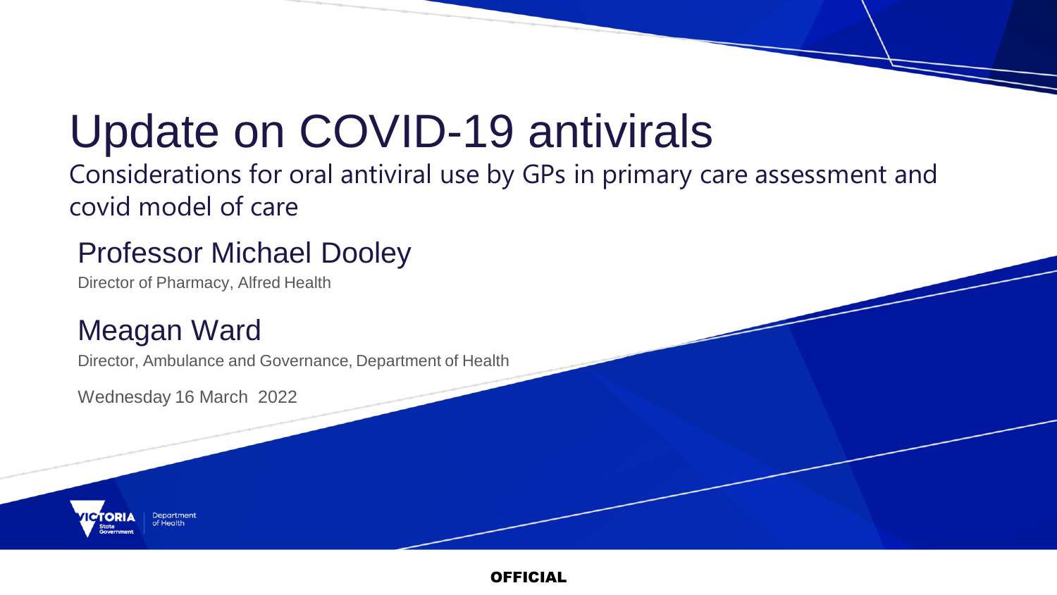# Update on COVID-19 antivirals

Considerations for oral antiviral use by GPs in primary care assessment and covid model of care

## Professor Michael Dooley

Director of Pharmacy, Alfred Health

## Meagan Ward

Director, Ambulance and Governance, Department of Health

Wednesday 16 March 2022

**OFFICIAL**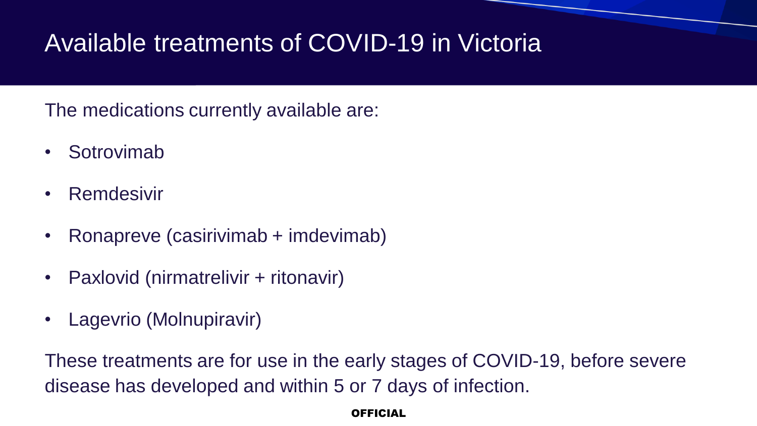# Available treatments of COVID-19 in Victoria

The medications currently available are:

- Sotrovimab
- Remdesivir
- Ronapreve (casirivimab + imdevimab)
- Paxlovid (nirmatrelivir + ritonavir)
- Lagevrio (Molnupiravir)

These treatments are for use in the early stages of COVID-19, before severe disease has developed and within 5 or 7 days of infection.

**OFFICIAL**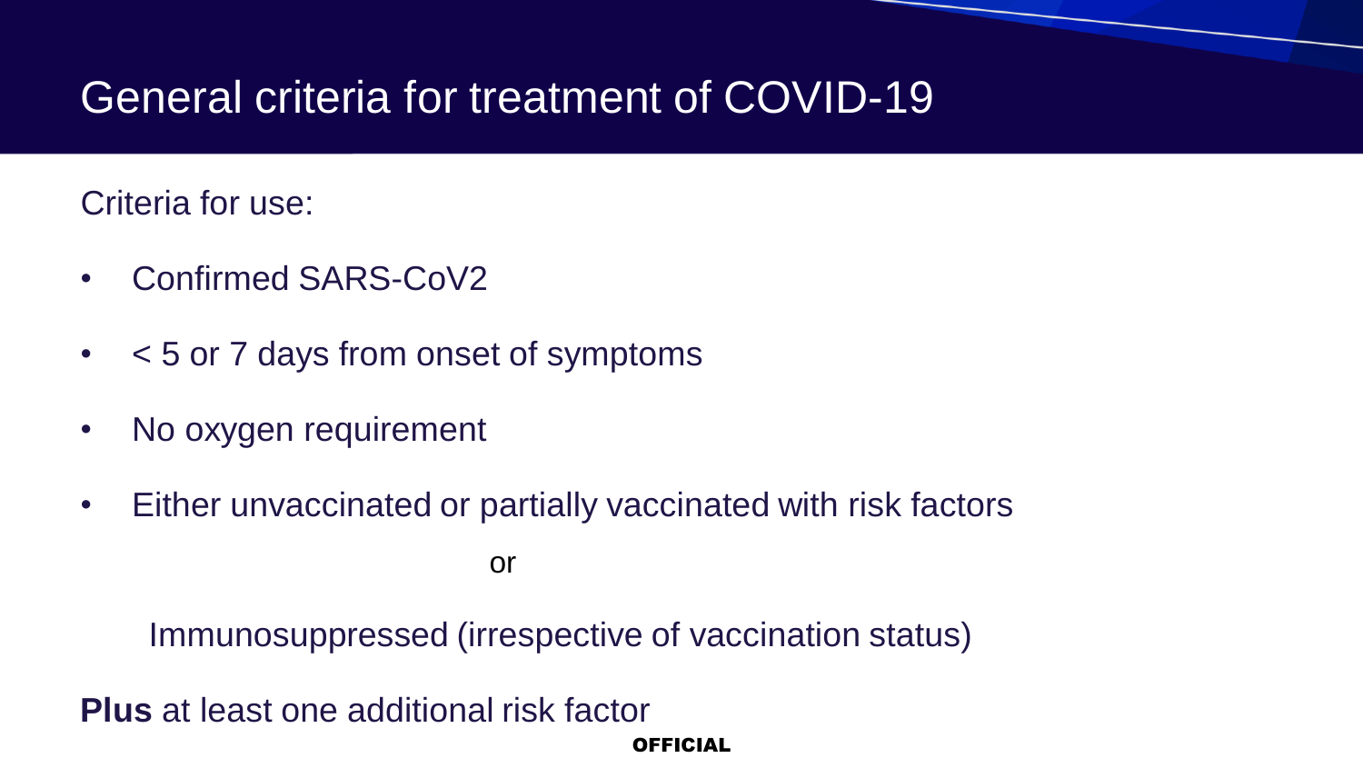# General criteria for treatment of COVID-19

Criteria for use:

- Confirmed SARS-CoV2
- < 5 or 7 days from onset of symptoms
- No oxygen requirement
- Either unvaccinated or partially vaccinated with risk factors

or

Immunosuppressed (irrespective of vaccination status)

**Plus** at least one additional risk factor

**OFFICIAL**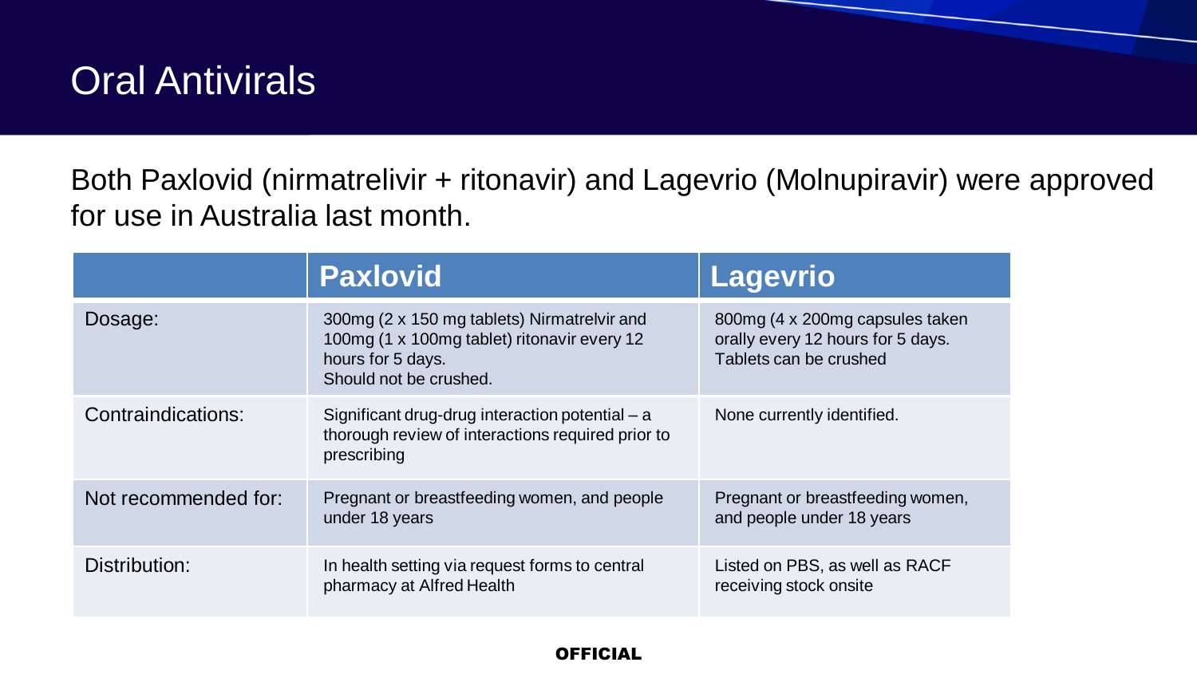# Oral Antivirals

Both Paxlovid (nirmatrelvir + ritonavir) and Lagevrio (Molnupiravir) were approved for use in Australia last month.

| | **Paxlovid** | **Lagevrio** |
|---|---|---|
| Dosage: | 300mg (2 x 150 mg tablets) Nirmatrelvir and 100mg (1 x 100mg tablet) ritonavir every 12 hours for 5 days.<br>Should not be crushed. | 800mg (4 x 200mg capsules taken orally every 12 hours for 5 days.<br>Tablets can be crushed |
| Contraindications: | Significant drug-drug interaction potential – a thorough review of interactions required prior to prescribing | None currently identified. |
| Not recommended for: | Pregnant or breastfeeding women, and people under 18 years | Pregnant or breastfeeding women, and people under 18 years |
| Distribution: | In health setting via request forms to central pharmacy at Alfred Health | Listed on PBS, as well as RACF receiving stock onsite |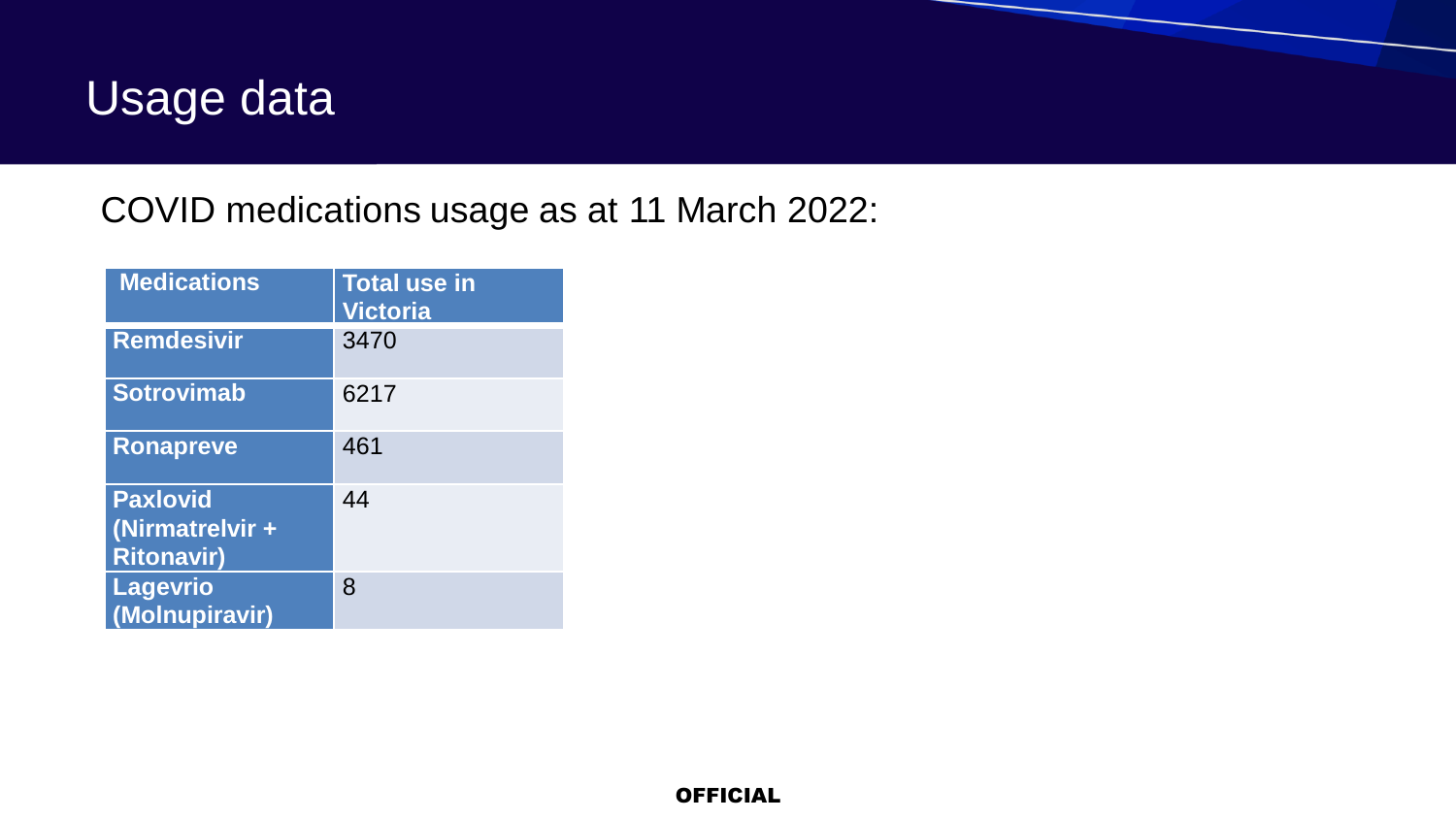# Usage data

COVID medications usage as at 11 March 2022:

| Medications | Total use in Victoria |
|---|---|
| **Remdesivir** | 3470 |
| **Sotrovimab** | 6217 |
| **Ronapreve** | 461 |
| **Paxlovid (Nirmatrelvir + Ritonavir)** | 44 |
| **Lagevrio (Molnupiravir)** | 8 |

**OFFICIAL**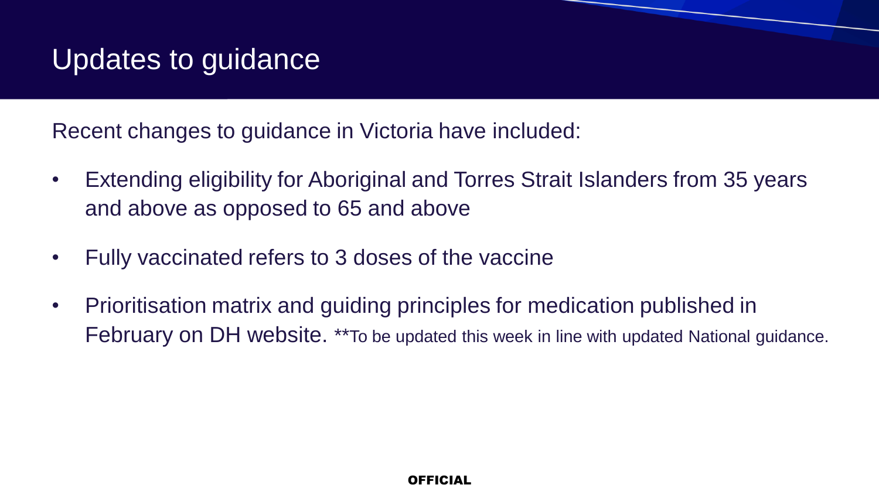# Updates to guidance

Recent changes to guidance in Victoria have included:

- Extending eligibility for Aboriginal and Torres Strait Islanders from 35 years and above as opposed to 65 and above
- Fully vaccinated refers to 3 doses of the vaccine
- Prioritisation matrix and guiding principles for medication published in February on DH website. **To be updated this week in line with updated National guidance.

**OFFICIAL**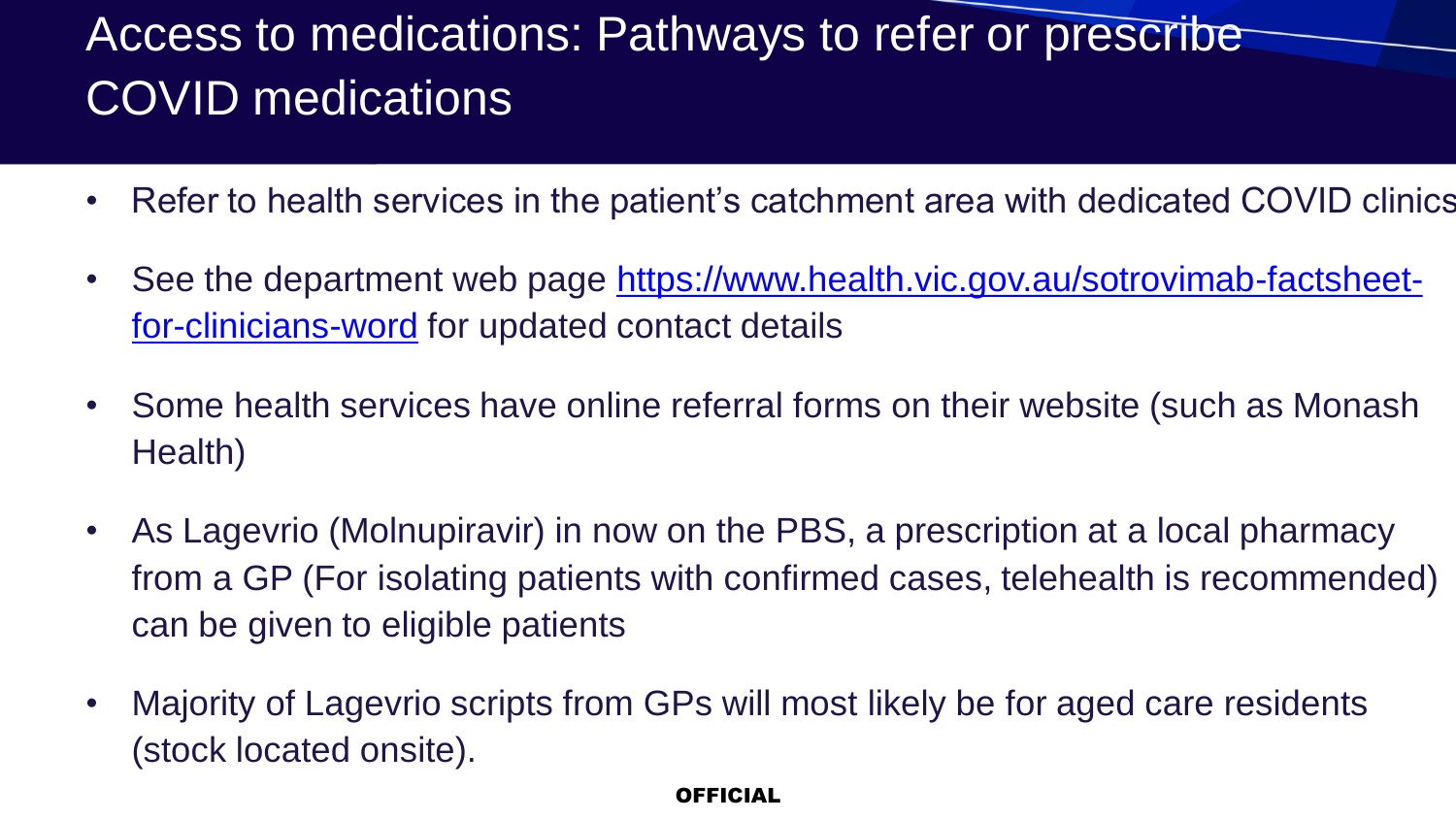# Access to medications: Pathways to refer or prescribe COVID medications

- Refer to health services in the patient's catchment area with dedicated COVID clinics
- See the department web page [https://www.health.vic.gov.au/sotrovimab-factsheet-for-clinicians-word](https://www.health.vic.gov.au/sotrovimab-factsheet-for-clinicians-word) for updated contact details
- Some health services have online referral forms on their website (such as Monash Health)
- As Lagevrio (Molnupiravir) in now on the PBS, a prescription at a local pharmacy from a GP (For isolating patients with confirmed cases, telehealth is recommended) can be given to eligible patients
- Majority of Lagevrio scripts from GPs will most likely be for aged care residents (stock located onsite).

**OFFICIAL**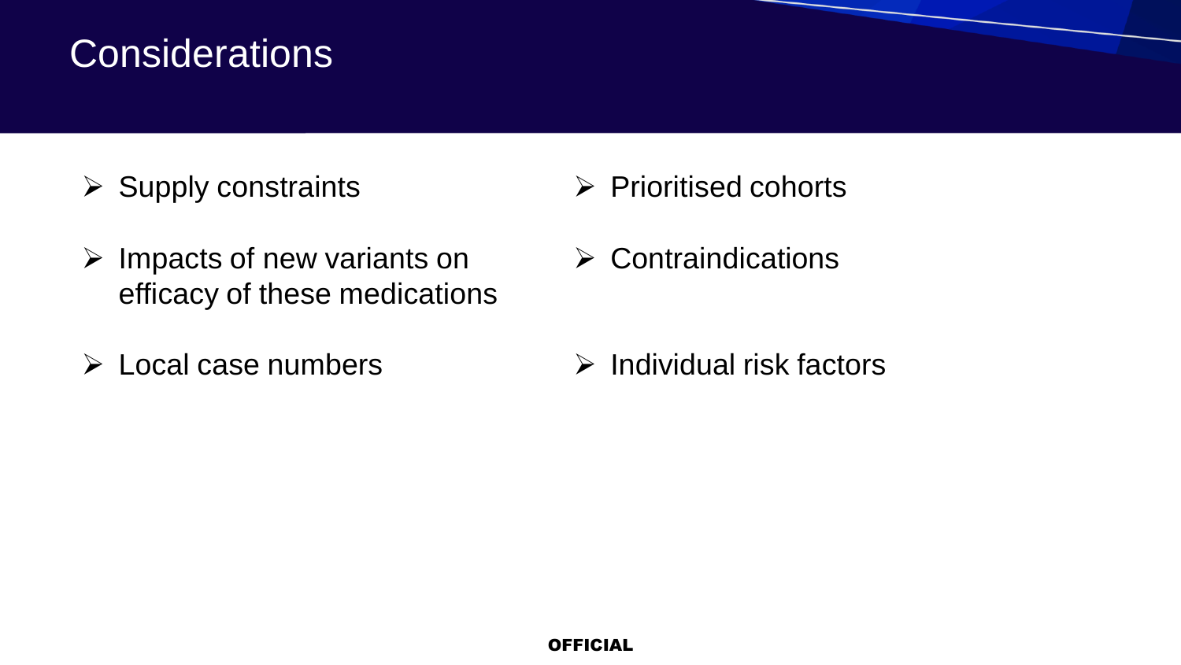# Considerations

- Supply constraints
- Impacts of new variants on efficacy of these medications
- Local case numbers
- Prioritised cohorts
- Contraindications
- Individual risk factors

**OFFICIAL**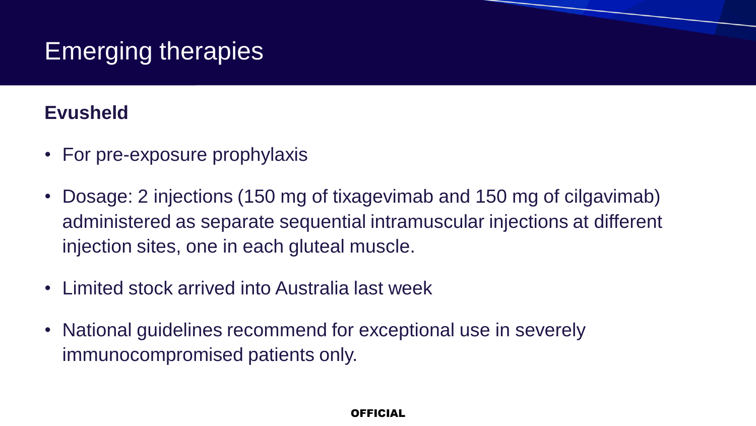# Emerging therapies

## Evusheld

- For pre-exposure prophylaxis
- Dosage: 2 injections (150 mg of tixagevimab and 150 mg of cilgavimab) administered as separate sequential intramuscular injections at different injection sites, one in each gluteal muscle.
- Limited stock arrived into Australia last week
- National guidelines recommend for exceptional use in severely immunocompromised patients only.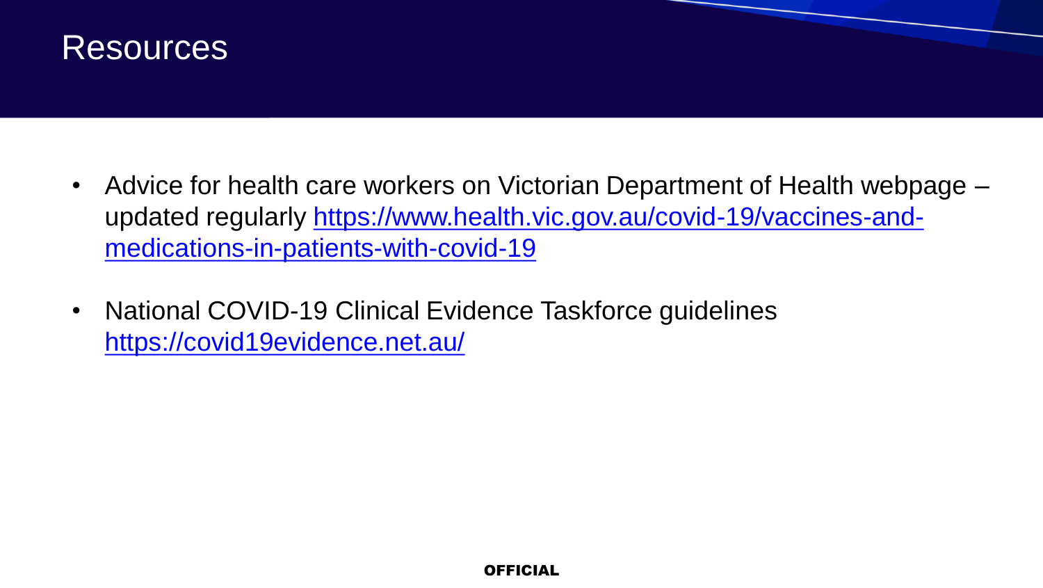# Resources

- Advice for health care workers on Victorian Department of Health webpage – updated regularly https://www.health.vic.gov.au/covid-19/vaccines-and-medications-in-patients-with-covid-19
- National COVID-19 Clinical Evidence Taskforce guidelines https://covid19evidence.net.au/

**OFFICIAL**